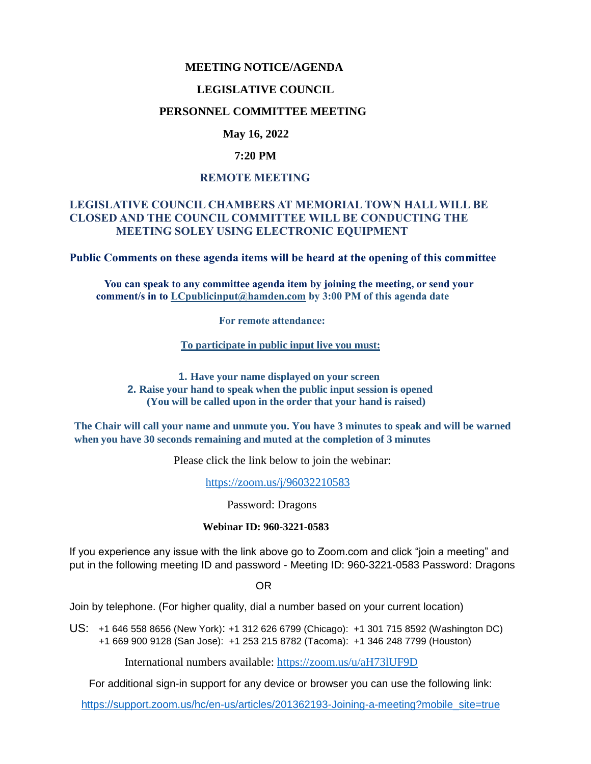# MEETING NOTICE/AGENDA

# LEGISLATIVE COUNCIL

# PERSONNEL COMMITTEE MEETING

**May 16, 2022**

**7:20 PM**

**REMOTE MEETING**

**LEGISLATIVE COUNCIL CHAMBERS AT MEMORIAL TOWN HALL WILL BE CLOSED AND THE COUNCIL COMMITTEE WILL BE CONDUCTING THE MEETING SOLEY USING ELECTRONIC EQUIPMENT**

**Public Comments on these agenda items will be heard at the opening of this committee**

**You can speak to any committee agenda item by joining the meeting, or send your comment/s in to [LCpublicinput@hamden.com](mailto:LCpublicinput@hamden.com) by 3:00 PM of this agenda date**

**For remote attendance:**

**To participate in public input live you must:**

1. **Have your name displayed on your screen**
2. **Raise your hand to speak when the public input session is opened (You will be called upon in the order that your hand is raised)**

**The Chair will call your name and unmute you. You have 3 minutes to speak and will be warned when you have 30 seconds remaining and muted at the completion of 3 minutes**

Please click the link below to join the webinar:

[https://zoom.us/j/96032210583](https://zoom.us/j/96032210583)

Password: Dragons

**Webinar ID: 960-3221-0583**

If you experience any issue with the link above go to Zoom.com and click "join a meeting" and put in the following meeting ID and password - Meeting ID: 960-3221-0583 Password: Dragons

OR

Join by telephone. (For higher quality, dial a number based on your current location)

US: +1 646 558 8656 (New York): +1 312 626 6799 (Chicago): +1 301 715 8592 (Washington DC)
+1 669 900 9128 (San Jose): +1 253 215 8782 (Tacoma): +1 346 248 7799 (Houston)

International numbers available: [https://zoom.us/u/aH73lUF9D](https://zoom.us/u/aH73lUF9D)

For additional sign-in support for any device or browser you can use the following link:

[https://support.zoom.us/hc/en-us/articles/201362193-Joining-a-meeting?mobile_site=true](https://support.zoom.us/hc/en-us/articles/201362193-Joining-a-meeting?mobile_site=true)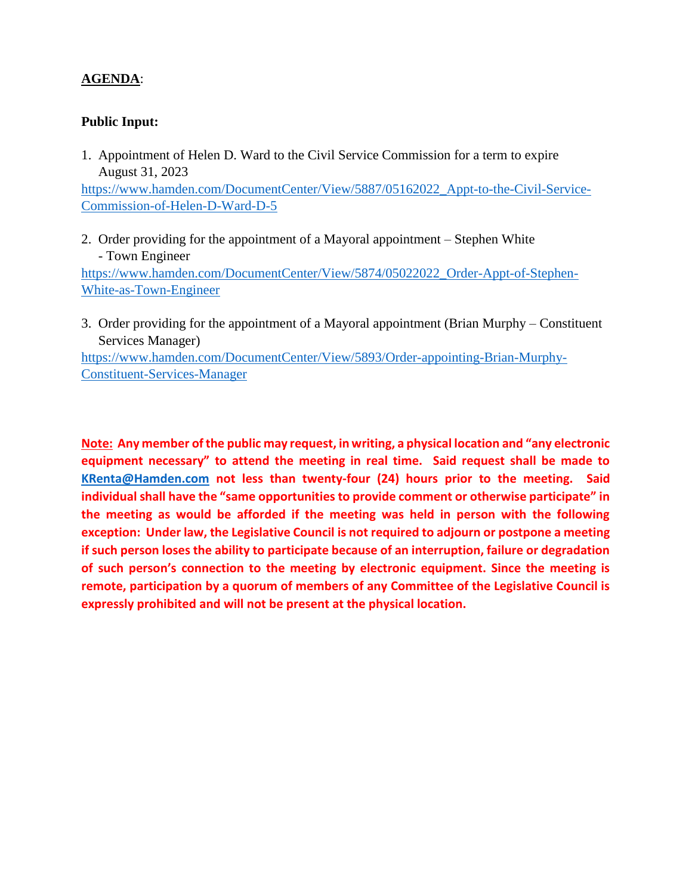**AGENDA**:

**Public Input:**

1. Appointment of Helen D. Ward to the Civil Service Commission for a term to expire August 31, 2023

https://www.hamden.com/DocumentCenter/View/5887/05162022_Appt-to-the-Civil-Service-Commission-of-Helen-D-Ward-D-5

2. Order providing for the appointment of a Mayoral appointment – Stephen White - Town Engineer

https://www.hamden.com/DocumentCenter/View/5874/05022022_Order-Appt-of-Stephen-White-as-Town-Engineer

3. Order providing for the appointment of a Mayoral appointment (Brian Murphy – Constituent Services Manager)

https://www.hamden.com/DocumentCenter/View/5893/Order-appointing-Brian-Murphy-Constituent-Services-Manager

**Note: Any member of the public may request, in writing, a physical location and "any electronic equipment necessary" to attend the meeting in real time. Said request shall be made to KRenta@Hamden.com not less than twenty-four (24) hours prior to the meeting. Said individual shall have the "same opportunities to provide comment or otherwise participate" in the meeting as would be afforded if the meeting was held in person with the following exception: Under law, the Legislative Council is not required to adjourn or postpone a meeting if such person loses the ability to participate because of an interruption, failure or degradation of such person's connection to the meeting by electronic equipment. Since the meeting is remote, participation by a quorum of members of any Committee of the Legislative Council is expressly prohibited and will not be present at the physical location.**